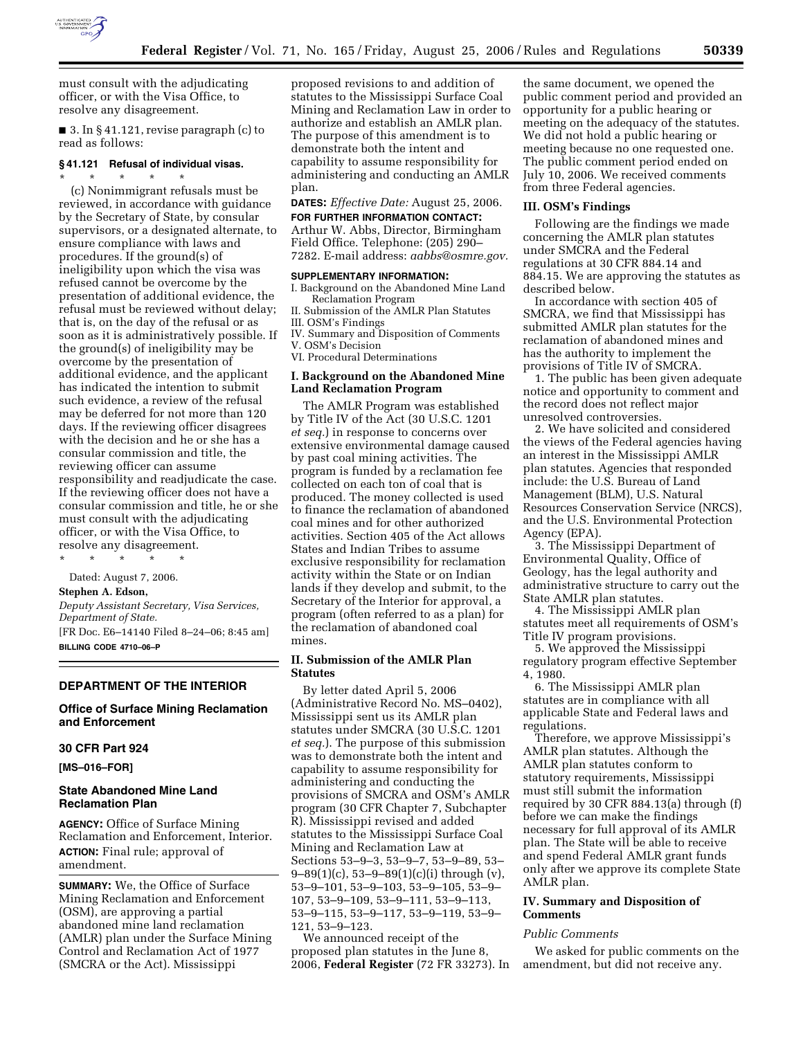must consult with the adjudicating officer, or with the Visa Office, to resolve any disagreement.

■ 3. In § 41.121, revise paragraph (c) to read as follows:

### § 41.121 Refusal of individual visas.

\* \* \* \* \*

(c) Nonimmigrant refusals must be reviewed, in accordance with guidance by the Secretary of State, by consular supervisors, or a designated alternate, to ensure compliance with laws and procedures. If the ground(s) of ineligibility upon which the visa was refused cannot be overcome by the presentation of additional evidence, the refusal must be reviewed without delay; that is, on the day of the refusal or as soon as it is administratively possible. If the ground(s) of ineligibility may be overcome by the presentation of additional evidence, and the applicant has indicated the intention to submit such evidence, a review of the refusal may be deferred for not more than 120 days. If the reviewing officer disagrees with the decision and he or she has a consular commission and title, the reviewing officer can assume responsibility and readjudicate the case. If the reviewing officer does not have a consular commission and title, he or she must consult with the adjudicating officer, or with the Visa Office, to resolve any disagreement.

\* \* \* \* \*

Dated: August 7, 2006.

**Stephen A. Edson,**

*Deputy Assistant Secretary, Visa Services, Department of State.*

[FR Doc. E6–14140 Filed 8–24–06; 8:45 am]

**BILLING CODE 4710–06–P**

---

## DEPARTMENT OF THE INTERIOR

## Office of Surface Mining Reclamation and Enforcement

## 30 CFR Part 924

**[MS–016–FOR]**

## State Abandoned Mine Land Reclamation Plan

**AGENCY:** Office of Surface Mining Reclamation and Enforcement, Interior.

**ACTION:** Final rule; approval of amendment.

**SUMMARY:** We, the Office of Surface Mining Reclamation and Enforcement (OSM), are approving a partial abandoned mine land reclamation (AMLR) plan under the Surface Mining Control and Reclamation Act of 1977 (SMCRA or the Act). Mississippi proposed revisions to and addition of statutes to the Mississippi Surface Coal Mining and Reclamation Law in order to authorize and establish an AMLR plan. The purpose of this amendment is to demonstrate both the intent and capability to assume responsibility for administering and conducting an AMLR plan.

**DATES:** *Effective Date:* August 25, 2006.

**FOR FURTHER INFORMATION CONTACT:** Arthur W. Abbs, Director, Birmingham Field Office. Telephone: (205) 290–7282. E-mail address: *aabbs@osmre.gov.*

**SUPPLEMENTARY INFORMATION:**

I. Background on the Abandoned Mine Land Reclamation Program
II. Submission of the AMLR Plan Statutes
III. OSM's Findings
IV. Summary and Disposition of Comments
V. OSM's Decision
VI. Procedural Determinations

### I. Background on the Abandoned Mine Land Reclamation Program

The AMLR Program was established by Title IV of the Act (30 U.S.C. 1201 *et seq.*) in response to concerns over extensive environmental damage caused by past coal mining activities. The program is funded by a reclamation fee collected on each ton of coal that is produced. The money collected is used to finance the reclamation of abandoned coal mines and for other authorized activities. Section 405 of the Act allows States and Indian Tribes to assume exclusive responsibility for reclamation activity within the State or on Indian lands if they develop and submit, to the Secretary of the Interior for approval, a program (often referred to as a plan) for the reclamation of abandoned coal mines.

### II. Submission of the AMLR Plan Statutes

By letter dated April 5, 2006 (Administrative Record No. MS–0402), Mississippi sent us its AMLR plan statutes under SMCRA (30 U.S.C. 1201 *et seq.*). The purpose of this submission was to demonstrate both the intent and capability to assume responsibility for administering and conducting the provisions of SMCRA and OSM's AMLR program (30 CFR Chapter 7, Subchapter R). Mississippi revised and added statutes to the Mississippi Surface Coal Mining and Reclamation Law at Sections 53–9–3, 53–9–7, 53–9–89, 53–9–89(1)(c), 53–9–89(1)(c)(i) through (v), 53–9–101, 53–9–103, 53–9–105, 53–9–107, 53–9–109, 53–9–111, 53–9–113, 53–9–115, 53–9–117, 53–9–119, 53–9–121, 53–9–123.

We announced receipt of the proposed plan statutes in the June 8, 2006, **Federal Register** (72 FR 33273). In the same document, we opened the public comment period and provided an opportunity for a public hearing or meeting on the adequacy of the statutes. We did not hold a public hearing or meeting because no one requested one. The public comment period ended on July 10, 2006. We received comments from three Federal agencies.

### III. OSM's Findings

Following are the findings we made concerning the AMLR plan statutes under SMCRA and the Federal regulations at 30 CFR 884.14 and 884.15. We are approving the statutes as described below.

In accordance with section 405 of SMCRA, we find that Mississippi has submitted AMLR plan statutes for the reclamation of abandoned mines and has the authority to implement the provisions of Title IV of SMCRA.

1. The public has been given adequate notice and opportunity to comment and the record does not reflect major unresolved controversies.

2. We have solicited and considered the views of the Federal agencies having an interest in the Mississippi AMLR plan statutes. Agencies that responded include: the U.S. Bureau of Land Management (BLM), U.S. Natural Resources Conservation Service (NRCS), and the U.S. Environmental Protection Agency (EPA).

3. The Mississippi Department of Environmental Quality, Office of Geology, has the legal authority and administrative structure to carry out the State AMLR plan statutes.

4. The Mississippi AMLR plan statutes meet all requirements of OSM's Title IV program provisions.

5. We approved the Mississippi regulatory program effective September 4, 1980.

6. The Mississippi AMLR plan statutes are in compliance with all applicable State and Federal laws and regulations.

Therefore, we approve Mississippi's AMLR plan statutes. Although the AMLR plan statutes conform to statutory requirements, Mississippi must still submit the information required by 30 CFR 884.13(a) through (f) before we can make the findings necessary for full approval of its AMLR plan. The State will be able to receive and spend Federal AMLR grant funds only after we approve its complete State AMLR plan.

### IV. Summary and Disposition of Comments

*Public Comments*

We asked for public comments on the amendment, but did not receive any.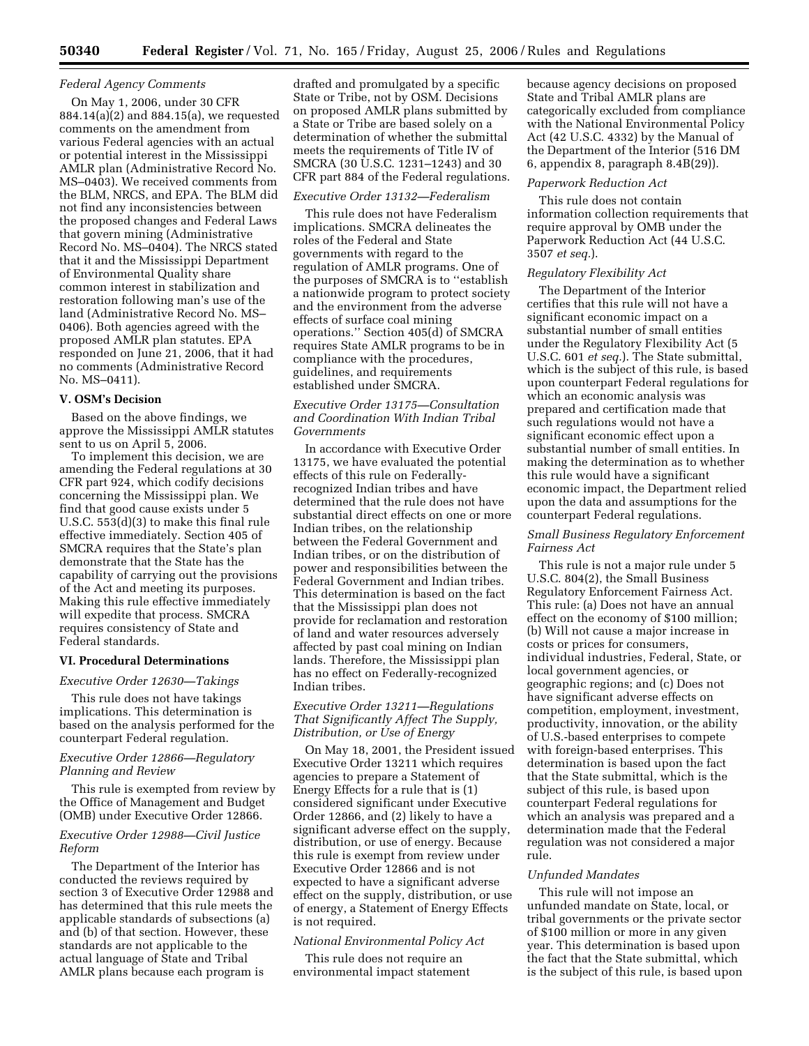*Federal Agency Comments*

On May 1, 2006, under 30 CFR 884.14(a)(2) and 884.15(a), we requested comments on the amendment from various Federal agencies with an actual or potential interest in the Mississippi AMLR plan (Administrative Record No. MS–0403). We received comments from the BLM, NRCS, and EPA. The BLM did not find any inconsistencies between the proposed changes and Federal Laws that govern mining (Administrative Record No. MS–0404). The NRCS stated that it and the Mississippi Department of Environmental Quality share common interest in stabilization and restoration following man's use of the land (Administrative Record No. MS–0406). Both agencies agreed with the proposed AMLR plan statutes. EPA responded on June 21, 2006, that it had no comments (Administrative Record No. MS–0411).

## V. OSM's Decision

Based on the above findings, we approve the Mississippi AMLR statutes sent to us on April 5, 2006.

To implement this decision, we are amending the Federal regulations at 30 CFR part 924, which codify decisions concerning the Mississippi plan. We find that good cause exists under 5 U.S.C. 553(d)(3) to make this final rule effective immediately. Section 405 of SMCRA requires that the State's plan demonstrate that the State has the capability of carrying out the provisions of the Act and meeting its purposes. Making this rule effective immediately will expedite that process. SMCRA requires consistency of State and Federal standards.

## VI. Procedural Determinations

*Executive Order 12630—Takings*

This rule does not have takings implications. This determination is based on the analysis performed for the counterpart Federal regulation.

*Executive Order 12866—Regulatory Planning and Review*

This rule is exempted from review by the Office of Management and Budget (OMB) under Executive Order 12866.

*Executive Order 12988—Civil Justice Reform*

The Department of the Interior has conducted the reviews required by section 3 of Executive Order 12988 and has determined that this rule meets the applicable standards of subsections (a) and (b) of that section. However, these standards are not applicable to the actual language of State and Tribal AMLR plans because each program is drafted and promulgated by a specific State or Tribe, not by OSM. Decisions on proposed AMLR plans submitted by a State or Tribe are based solely on a determination of whether the submittal meets the requirements of Title IV of SMCRA (30 U.S.C. 1231–1243) and 30 CFR part 884 of the Federal regulations.

*Executive Order 13132—Federalism*

This rule does not have Federalism implications. SMCRA delineates the roles of the Federal and State governments with regard to the regulation of AMLR programs. One of the purposes of SMCRA is to ''establish a nationwide program to protect society and the environment from the adverse effects of surface coal mining operations.'' Section 405(d) of SMCRA requires State AMLR programs to be in compliance with the procedures, guidelines, and requirements established under SMCRA.

*Executive Order 13175—Consultation and Coordination With Indian Tribal Governments*

In accordance with Executive Order 13175, we have evaluated the potential effects of this rule on Federally-recognized Indian tribes and have determined that the rule does not have substantial direct effects on one or more Indian tribes, on the relationship between the Federal Government and Indian tribes, or on the distribution of power and responsibilities between the Federal Government and Indian tribes. This determination is based on the fact that the Mississippi plan does not provide for reclamation and restoration of land and water resources adversely affected by past coal mining on Indian lands. Therefore, the Mississippi plan has no effect on Federally-recognized Indian tribes.

*Executive Order 13211—Regulations That Significantly Affect The Supply, Distribution, or Use of Energy*

On May 18, 2001, the President issued Executive Order 13211 which requires agencies to prepare a Statement of Energy Effects for a rule that is (1) considered significant under Executive Order 12866, and (2) likely to have a significant adverse effect on the supply, distribution, or use of energy. Because this rule is exempt from review under Executive Order 12866 and is not expected to have a significant adverse effect on the supply, distribution, or use of energy, a Statement of Energy Effects is not required.

*National Environmental Policy Act*

This rule does not require an environmental impact statement because agency decisions on proposed State and Tribal AMLR plans are categorically excluded from compliance with the National Environmental Policy Act (42 U.S.C. 4332) by the Manual of the Department of the Interior (516 DM 6, appendix 8, paragraph 8.4B(29)).

*Paperwork Reduction Act*

This rule does not contain information collection requirements that require approval by OMB under the Paperwork Reduction Act (44 U.S.C. 3507 *et seq.*).

*Regulatory Flexibility Act*

The Department of the Interior certifies that this rule will not have a significant economic impact on a substantial number of small entities under the Regulatory Flexibility Act (5 U.S.C. 601 *et seq.*). The State submittal, which is the subject of this rule, is based upon counterpart Federal regulations for which an economic analysis was prepared and certification made that such regulations would not have a significant economic effect upon a substantial number of small entities. In making the determination as to whether this rule would have a significant economic impact, the Department relied upon the data and assumptions for the counterpart Federal regulations.

*Small Business Regulatory Enforcement Fairness Act*

This rule is not a major rule under 5 U.S.C. 804(2), the Small Business Regulatory Enforcement Fairness Act. This rule: (a) Does not have an annual effect on the economy of $100 million; (b) Will not cause a major increase in costs or prices for consumers, individual industries, Federal, State, or local government agencies, or geographic regions; and (c) Does not have significant adverse effects on competition, employment, investment, productivity, innovation, or the ability of U.S.-based enterprises to compete with foreign-based enterprises. This determination is based upon the fact that the State submittal, which is the subject of this rule, is based upon counterpart Federal regulations for which an analysis was prepared and a determination made that the Federal regulation was not considered a major rule.

*Unfunded Mandates*

This rule will not impose an unfunded mandate on State, local, or tribal governments or the private sector of $100 million or more in any given year. This determination is based upon the fact that the State submittal, which is the subject of this rule, is based upon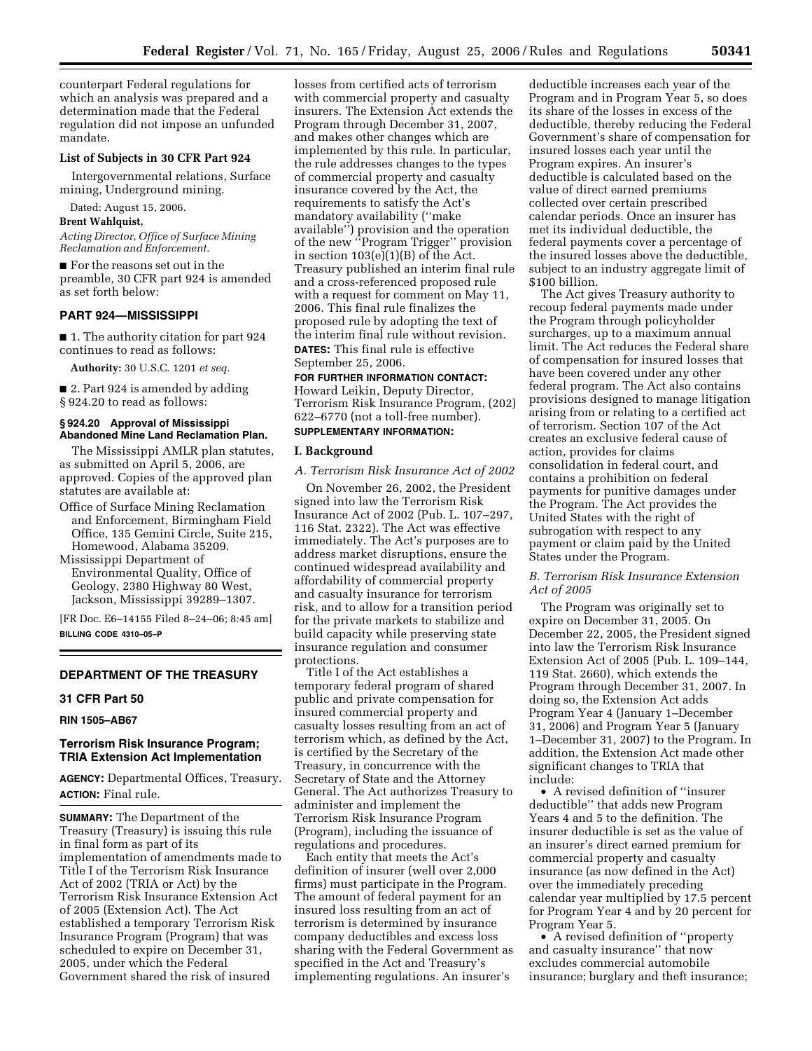counterpart Federal regulations for which an analysis was prepared and a determination made that the Federal regulation did not impose an unfunded mandate.

**List of Subjects in 30 CFR Part 924**

Intergovernmental relations, Surface mining, Underground mining.

Dated: August 15, 2006.

**Brent Wahlquist,**

*Acting Director, Office of Surface Mining Reclamation and Enforcement.*

■ For the reasons set out in the preamble, 30 CFR part 924 is amended as set forth below:

## PART 924—MISSISSIPPI

■ 1. The authority citation for part 924 continues to read as follows:

**Authority:** 30 U.S.C. 1201 *et seq.*

■ 2. Part 924 is amended by adding § 924.20 to read as follows:

### § 924.20 Approval of Mississippi Abandoned Mine Land Reclamation Plan.

The Mississippi AMLR plan statutes, as submitted on April 5, 2006, are approved. Copies of the approved plan statutes are available at:

Office of Surface Mining Reclamation and Enforcement, Birmingham Field Office, 135 Gemini Circle, Suite 215, Homewood, Alabama 35209.

Mississippi Department of Environmental Quality, Office of Geology, 2380 Highway 80 West, Jackson, Mississippi 39289–1307.

[FR Doc. E6–14155 Filed 8–24–06; 8:45 am]

**BILLING CODE 4310–05–P**

## DEPARTMENT OF THE TREASURY

### 31 CFR Part 50

**RIN 1505–AB67**

## Terrorism Risk Insurance Program; TRIA Extension Act Implementation

**AGENCY:** Departmental Offices, Treasury.

**ACTION:** Final rule.

**SUMMARY:** The Department of the Treasury (Treasury) is issuing this rule in final form as part of its implementation of amendments made to Title I of the Terrorism Risk Insurance Act of 2002 (TRIA or Act) by the Terrorism Risk Insurance Extension Act of 2005 (Extension Act). The Act established a temporary Terrorism Risk Insurance Program (Program) that was scheduled to expire on December 31, 2005, under which the Federal Government shared the risk of insured losses from certified acts of terrorism with commercial property and casualty insurers. The Extension Act extends the Program through December 31, 2007, and makes other changes which are implemented by this rule. In particular, the rule addresses changes to the types of commercial property and casualty insurance covered by the Act, the requirements to satisfy the Act's mandatory availability (''make available'') provision and the operation of the new ''Program Trigger'' provision in section 103(e)(1)(B) of the Act. Treasury published an interim final rule and a cross-referenced proposed rule with a request for comment on May 11, 2006. This final rule finalizes the proposed rule by adopting the text of the interim final rule without revision.

**DATES:** This final rule is effective September 25, 2006.

**FOR FURTHER INFORMATION CONTACT:** Howard Leikin, Deputy Director, Terrorism Risk Insurance Program, (202) 622–6770 (not a toll-free number).

**SUPPLEMENTARY INFORMATION:**

### I. Background

*A. Terrorism Risk Insurance Act of 2002*

On November 26, 2002, the President signed into law the Terrorism Risk Insurance Act of 2002 (Pub. L. 107–297, 116 Stat. 2322). The Act was effective immediately. The Act's purposes are to address market disruptions, ensure the continued widespread availability and affordability of commercial property and casualty insurance for terrorism risk, and to allow for a transition period for the private markets to stabilize and build capacity while preserving state insurance regulation and consumer protections.

Title I of the Act establishes a temporary federal program of shared public and private compensation for insured commercial property and casualty losses resulting from an act of terrorism which, as defined by the Act, is certified by the Secretary of the Treasury, in concurrence with the Secretary of State and the Attorney General. The Act authorizes Treasury to administer and implement the Terrorism Risk Insurance Program (Program), including the issuance of regulations and procedures.

Each entity that meets the Act's definition of insurer (well over 2,000 firms) must participate in the Program. The amount of federal payment for an insured loss resulting from an act of terrorism is determined by insurance company deductibles and excess loss sharing with the Federal Government as specified in the Act and Treasury's implementing regulations. An insurer's deductible increases each year of the Program and in Program Year 5, so does its share of the losses in excess of the deductible, thereby reducing the Federal Government's share of compensation for insured losses each year until the Program expires. An insurer's deductible is calculated based on the value of direct earned premiums collected over certain prescribed calendar periods. Once an insurer has met its individual deductible, the federal payments cover a percentage of the insured losses above the deductible, subject to an industry aggregate limit of $100 billion.

The Act gives Treasury authority to recoup federal payments made under the Program through policyholder surcharges, up to a maximum annual limit. The Act reduces the Federal share of compensation for insured losses that have been covered under any other federal program. The Act also contains provisions designed to manage litigation arising from or relating to a certified act of terrorism. Section 107 of the Act creates an exclusive federal cause of action, provides for claims consolidation in federal court, and contains a prohibition on federal payments for punitive damages under the Program. The Act provides the United States with the right of subrogation with respect to any payment or claim paid by the United States under the Program.

*B. Terrorism Risk Insurance Extension Act of 2005*

The Program was originally set to expire on December 31, 2005. On December 22, 2005, the President signed into law the Terrorism Risk Insurance Extension Act of 2005 (Pub. L. 109–144, 119 Stat. 2660), which extends the Program through December 31, 2007. In doing so, the Extension Act adds Program Year 4 (January 1–December 31, 2006) and Program Year 5 (January 1–December 31, 2007) to the Program. In addition, the Extension Act made other significant changes to TRIA that include:

- A revised definition of ''insurer deductible'' that adds new Program Years 4 and 5 to the definition. The insurer deductible is set as the value of an insurer's direct earned premium for commercial property and casualty insurance (as now defined in the Act) over the immediately preceding calendar year multiplied by 17.5 percent for Program Year 4 and by 20 percent for Program Year 5.
- A revised definition of ''property and casualty insurance'' that now excludes commercial automobile insurance; burglary and theft insurance;